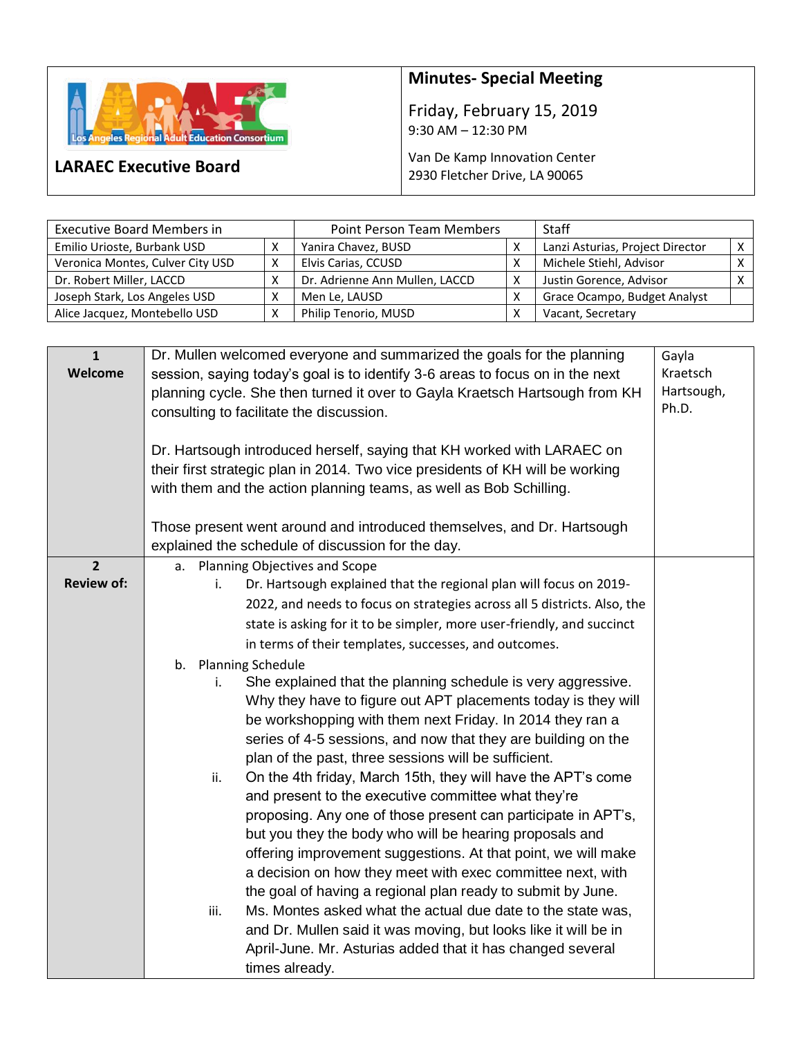# LARAEC Executive Board

## Minutes- Special Meeting

Friday, February 15, 2019
9:30 AM – 12:30 PM

Van De Kamp Innovation Center
2930 Fletcher Drive, LA 90065

| Executive Board Members in | | Point Person Team Members | | Staff | |
|---|---|---|---|---|---|
| Emilio Urioste, Burbank USD | X | Yanira Chavez, BUSD | X | Lanzi Asturias, Project Director | X |
| Veronica Montes, Culver City USD | X | Elvis Carias, CCUSD | X | Michele Stiehl, Advisor | X |
| Dr. Robert Miller, LACCD | X | Dr. Adrienne Ann Mullen, LACCD | X | Justin Gorence, Advisor | X |
| Joseph Stark, Los Angeles USD | X | Men Le, LAUSD | X | Grace Ocampo, Budget Analyst | |
| Alice Jacquez, Montebello USD | X | Philip Tenorio, MUSD | X | Vacant, Secretary | |

| | | |
|---|---|---|
| **1 Welcome** | Dr. Mullen welcomed everyone and summarized the goals for the planning session, saying today's goal is to identify 3-6 areas to focus on in the next planning cycle. She then turned it over to Gayla Kraetsch Hartsough from KH consulting to facilitate the discussion.<br><br>Dr. Hartsough introduced herself, saying that KH worked with LARAEC on their first strategic plan in 2014. Two vice presidents of KH will be working with them and the action planning teams, as well as Bob Schilling.<br><br>Those present went around and introduced themselves, and Dr. Hartsough explained the schedule of discussion for the day. | Gayla Kraetsch Hartsough, Ph.D. |
| **2 Review of:** | a. Planning Objectives and Scope<br>i. Dr. Hartsough explained that the regional plan will focus on 2019-2022, and needs to focus on strategies across all 5 districts. Also, the state is asking for it to be simpler, more user-friendly, and succinct in terms of their templates, successes, and outcomes.<br>b. Planning Schedule<br>i. She explained that the planning schedule is very aggressive. Why they have to figure out APT placements today is they will be workshopping with them next Friday. In 2014 they ran a series of 4-5 sessions, and now that they are building on the plan of the past, three sessions will be sufficient.<br>ii. On the 4th friday, March 15th, they will have the APT's come and present to the executive committee what they're proposing. Any one of those present can participate in APT's, but you they the body who will be hearing proposals and offering improvement suggestions. At that point, we will make a decision on how they meet with exec committee next, with the goal of having a regional plan ready to submit by June.<br>iii. Ms. Montes asked what the actual due date to the state was, and Dr. Mullen said it was moving, but looks like it will be in April-June. Mr. Asturias added that it has changed several times already. | |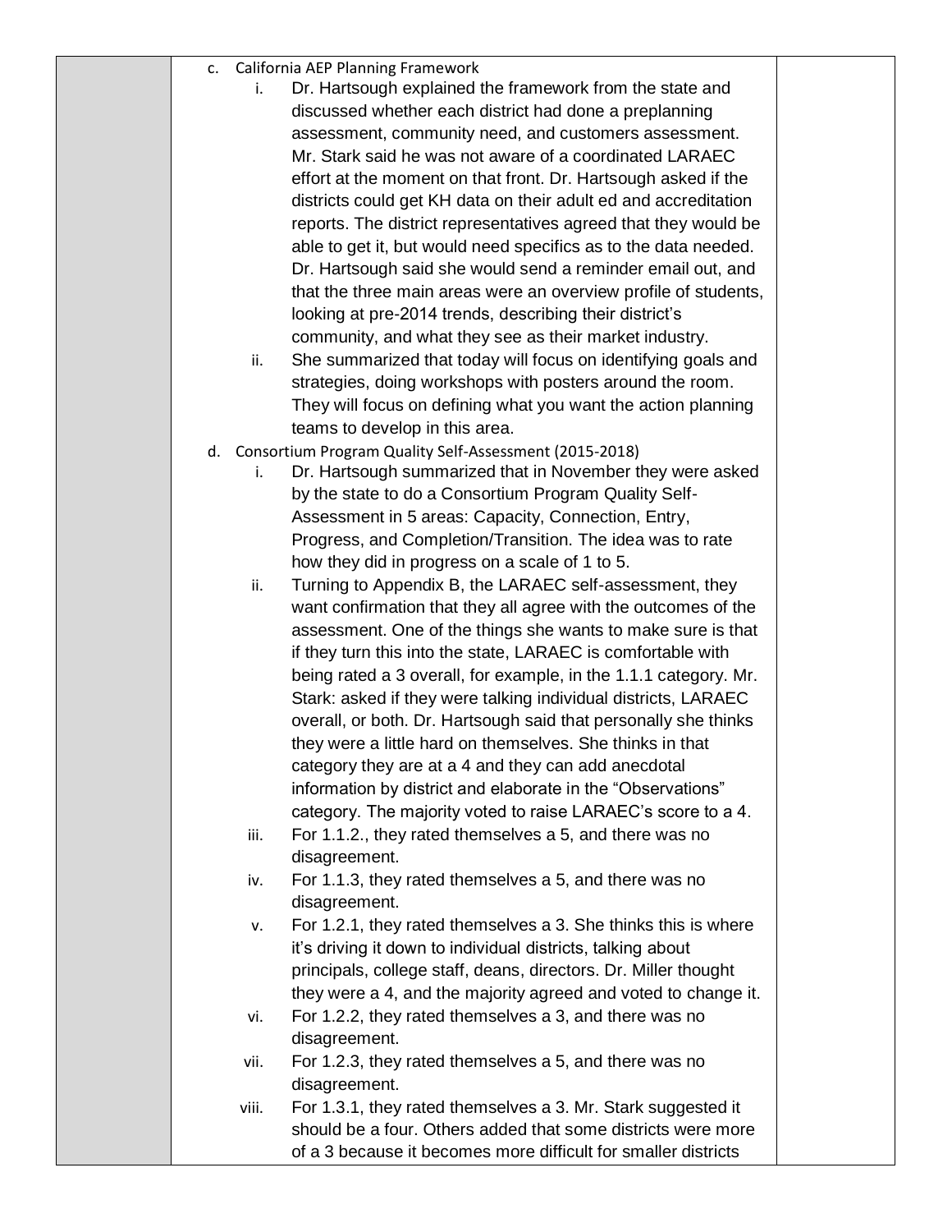c. California AEP Planning Framework
   i. Dr. Hartsough explained the framework from the state and discussed whether each district had done a preplanning assessment, community need, and customers assessment. Mr. Stark said he was not aware of a coordinated LARAEC effort at the moment on that front. Dr. Hartsough asked if the districts could get KH data on their adult ed and accreditation reports. The district representatives agreed that they would be able to get it, but would need specifics as to the data needed. Dr. Hartsough said she would send a reminder email out, and that the three main areas were an overview profile of students, looking at pre-2014 trends, describing their district's community, and what they see as their market industry.
   ii. She summarized that today will focus on identifying goals and strategies, doing workshops with posters around the room. They will focus on defining what you want the action planning teams to develop in this area.

d. Consortium Program Quality Self-Assessment (2015-2018)
   i. Dr. Hartsough summarized that in November they were asked by the state to do a Consortium Program Quality Self-Assessment in 5 areas: Capacity, Connection, Entry, Progress, and Completion/Transition. The idea was to rate how they did in progress on a scale of 1 to 5.
   ii. Turning to Appendix B, the LARAEC self-assessment, they want confirmation that they all agree with the outcomes of the assessment. One of the things she wants to make sure is that if they turn this into the state, LARAEC is comfortable with being rated a 3 overall, for example, in the 1.1.1 category. Mr. Stark: asked if they were talking individual districts, LARAEC overall, or both. Dr. Hartsough said that personally she thinks they were a little hard on themselves. She thinks in that category they are at a 4 and they can add anecdotal information by district and elaborate in the "Observations" category. The majority voted to raise LARAEC's score to a 4.
   iii. For 1.1.2., they rated themselves a 5, and there was no disagreement.
   iv. For 1.1.3, they rated themselves a 5, and there was no disagreement.
   v. For 1.2.1, they rated themselves a 3. She thinks this is where it's driving it down to individual districts, talking about principals, college staff, deans, directors. Dr. Miller thought they were a 4, and the majority agreed and voted to change it.
   vi. For 1.2.2, they rated themselves a 3, and there was no disagreement.
   vii. For 1.2.3, they rated themselves a 5, and there was no disagreement.
   viii. For 1.3.1, they rated themselves a 3. Mr. Stark suggested it should be a four. Others added that some districts were more of a 3 because it becomes more difficult for smaller districts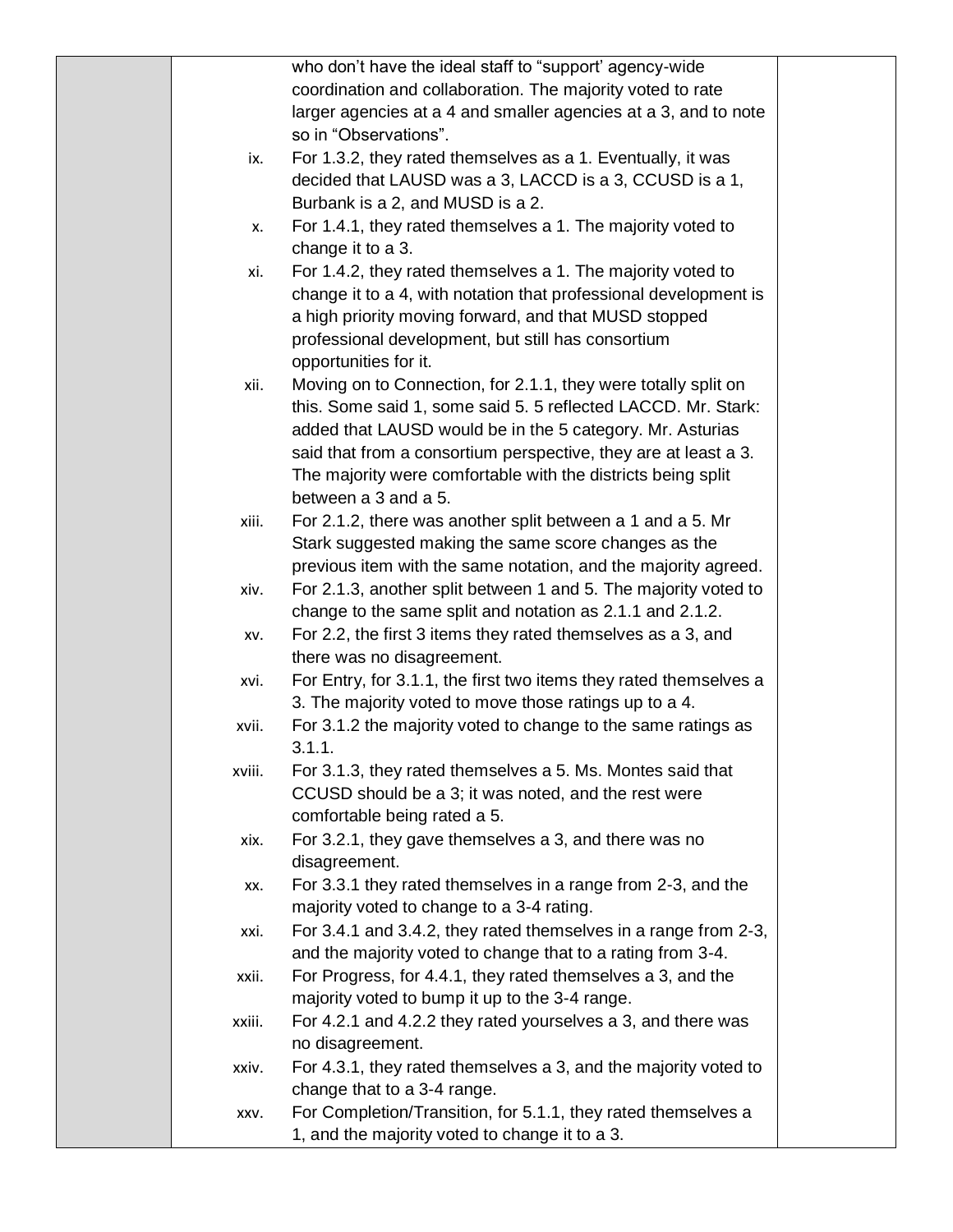| | | |
|---|---|---|
| | who don't have the ideal staff to "support' agency-wide coordination and collaboration. The majority voted to rate larger agencies at a 4 and smaller agencies at a 3, and to note so in "Observations".<br>ix. For 1.3.2, they rated themselves as a 1. Eventually, it was decided that LAUSD was a 3, LACCD is a 3, CCUSD is a 1, Burbank is a 2, and MUSD is a 2.<br>x. For 1.4.1, they rated themselves a 1. The majority voted to change it to a 3.<br>xi. For 1.4.2, they rated themselves a 1. The majority voted to change it to a 4, with notation that professional development is a high priority moving forward, and that MUSD stopped professional development, but still has consortium opportunities for it.<br>xii. Moving on to Connection, for 2.1.1, they were totally split on this. Some said 1, some said 5. 5 reflected LACCD. Mr. Stark: added that LAUSD would be in the 5 category. Mr. Asturias said that from a consortium perspective, they are at least a 3. The majority were comfortable with the districts being split between a 3 and a 5.<br>xiii. For 2.1.2, there was another split between a 1 and a 5. Mr Stark suggested making the same score changes as the previous item with the same notation, and the majority agreed.<br>xiv. For 2.1.3, another split between 1 and 5. The majority voted to change to the same split and notation as 2.1.1 and 2.1.2.<br>xv. For 2.2, the first 3 items they rated themselves as a 3, and there was no disagreement.<br>xvi. For Entry, for 3.1.1, the first two items they rated themselves a 3. The majority voted to move those ratings up to a 4.<br>xvii. For 3.1.2 the majority voted to change to the same ratings as 3.1.1.<br>xviii. For 3.1.3, they rated themselves a 5. Ms. Montes said that CCUSD should be a 3; it was noted, and the rest were comfortable being rated a 5.<br>xix. For 3.2.1, they gave themselves a 3, and there was no disagreement.<br>xx. For 3.3.1 they rated themselves in a range from 2-3, and the majority voted to change to a 3-4 rating.<br>xxi. For 3.4.1 and 3.4.2, they rated themselves in a range from 2-3, and the majority voted to change that to a rating from 3-4.<br>xxii. For Progress, for 4.4.1, they rated themselves a 3, and the majority voted to bump it up to the 3-4 range.<br>xxiii. For 4.2.1 and 4.2.2 they rated yourselves a 3, and there was no disagreement.<br>xxiv. For 4.3.1, they rated themselves a 3, and the majority voted to change that to a 3-4 range.<br>xxv. For Completion/Transition, for 5.1.1, they rated themselves a 1, and the majority voted to change it to a 3. | |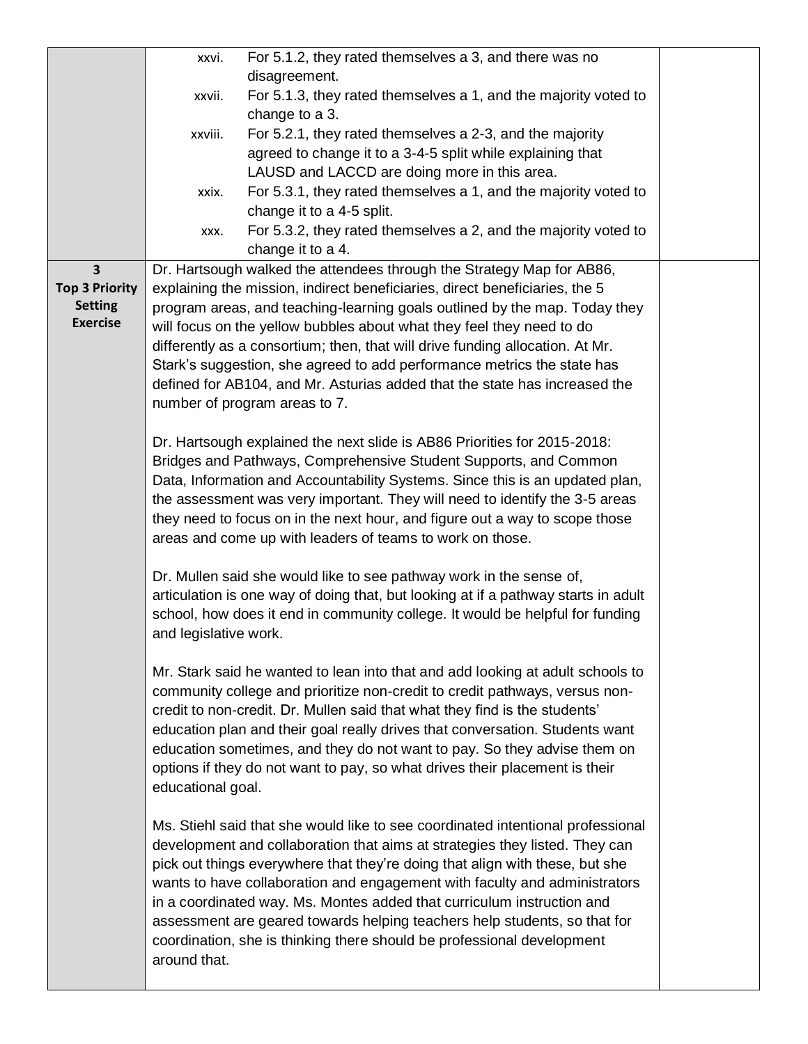| | | |
|---|---|---|
| | xxvi. For 5.1.2, they rated themselves a 3, and there was no disagreement.<br>xxvii. For 5.1.3, they rated themselves a 1, and the majority voted to change to a 3.<br>xxviii. For 5.2.1, they rated themselves a 2-3, and the majority agreed to change it to a 3-4-5 split while explaining that LAUSD and LACCD are doing more in this area.<br>xxix. For 5.3.1, they rated themselves a 1, and the majority voted to change it to a 4-5 split.<br>xxx. For 5.3.2, they rated themselves a 2, and the majority voted to change it to a 4. | |
| **3**<br>**Top 3 Priority Setting Exercise** | Dr. Hartsough walked the attendees through the Strategy Map for AB86, explaining the mission, indirect beneficiaries, direct beneficiaries, the 5 program areas, and teaching-learning goals outlined by the map. Today they will focus on the yellow bubbles about what they feel they need to do differently as a consortium; then, that will drive funding allocation. At Mr. Stark's suggestion, she agreed to add performance metrics the state has defined for AB104, and Mr. Asturias added that the state has increased the number of program areas to 7.<br><br>Dr. Hartsough explained the next slide is AB86 Priorities for 2015-2018: Bridges and Pathways, Comprehensive Student Supports, and Common Data, Information and Accountability Systems. Since this is an updated plan, the assessment was very important. They will need to identify the 3-5 areas they need to focus on in the next hour, and figure out a way to scope those areas and come up with leaders of teams to work on those.<br><br>Dr. Mullen said she would like to see pathway work in the sense of, articulation is one way of doing that, but looking at if a pathway starts in adult school, how does it end in community college. It would be helpful for funding and legislative work.<br><br>Mr. Stark said he wanted to lean into that and add looking at adult schools to community college and prioritize non-credit to credit pathways, versus non-credit to non-credit. Dr. Mullen said that what they find is the students' education plan and their goal really drives that conversation. Students want education sometimes, and they do not want to pay. So they advise them on options if they do not want to pay, so what drives their placement is their educational goal.<br><br>Ms. Stiehl said that she would like to see coordinated intentional professional development and collaboration that aims at strategies they listed. They can pick out things everywhere that they're doing that align with these, but she wants to have collaboration and engagement with faculty and administrators in a coordinated way. Ms. Montes added that curriculum instruction and assessment are geared towards helping teachers help students, so that for coordination, she is thinking there should be professional development around that. | |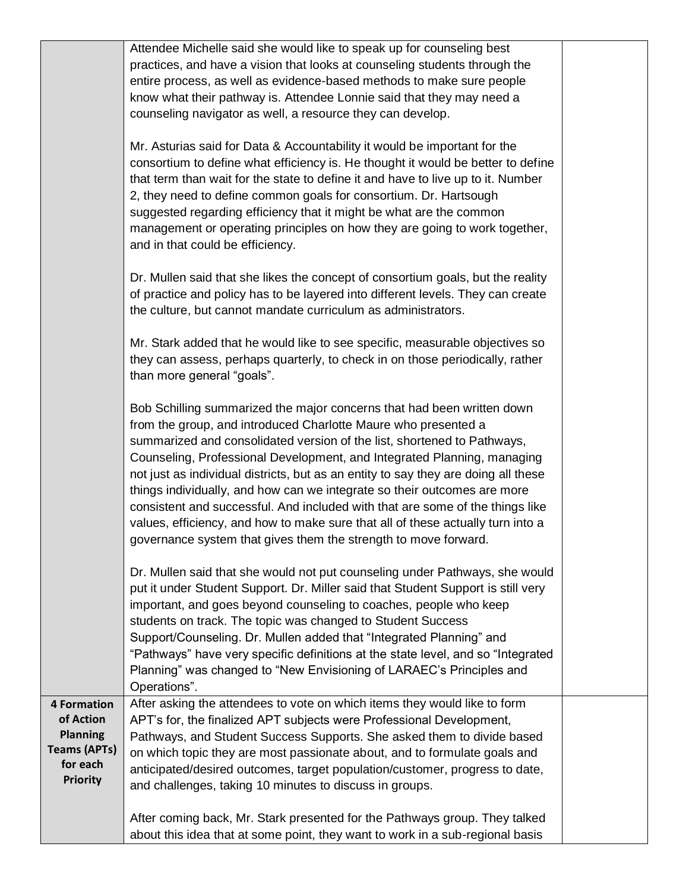| | | |
|---|---|---|
| | Attendee Michelle said she would like to speak up for counseling best practices, and have a vision that looks at counseling students through the entire process, as well as evidence-based methods to make sure people know what their pathway is. Attendee Lonnie said that they may need a counseling navigator as well, a resource they can develop.<br><br>Mr. Asturias said for Data & Accountability it would be important for the consortium to define what efficiency is. He thought it would be better to define that term than wait for the state to define it and have to live up to it. Number 2, they need to define common goals for consortium. Dr. Hartsough suggested regarding efficiency that it might be what are the common management or operating principles on how they are going to work together, and in that could be efficiency.<br><br>Dr. Mullen said that she likes the concept of consortium goals, but the reality of practice and policy has to be layered into different levels. They can create the culture, but cannot mandate curriculum as administrators.<br><br>Mr. Stark added that he would like to see specific, measurable objectives so they can assess, perhaps quarterly, to check in on those periodically, rather than more general "goals".<br><br>Bob Schilling summarized the major concerns that had been written down from the group, and introduced Charlotte Maure who presented a summarized and consolidated version of the list, shortened to Pathways, Counseling, Professional Development, and Integrated Planning, managing not just as individual districts, but as an entity to say they are doing all these things individually, and how can we integrate so their outcomes are more consistent and successful. And included with that are some of the things like values, efficiency, and how to make sure that all of these actually turn into a governance system that gives them the strength to move forward.<br><br>Dr. Mullen said that she would not put counseling under Pathways, she would put it under Student Support. Dr. Miller said that Student Support is still very important, and goes beyond counseling to coaches, people who keep students on track. The topic was changed to Student Success Support/Counseling. Dr. Mullen added that "Integrated Planning" and "Pathways" have very specific definitions at the state level, and so "Integrated Planning" was changed to "New Envisioning of LARAEC's Principles and Operations". | |
| **4 Formation of Action Planning Teams (APTs) for each Priority** | After asking the attendees to vote on which items they would like to form APT's for, the finalized APT subjects were Professional Development, Pathways, and Student Success Supports. She asked them to divide based on which topic they are most passionate about, and to formulate goals and anticipated/desired outcomes, target population/customer, progress to date, and challenges, taking 10 minutes to discuss in groups.<br><br>After coming back, Mr. Stark presented for the Pathways group. They talked about this idea that at some point, they want to work in a sub-regional basis | |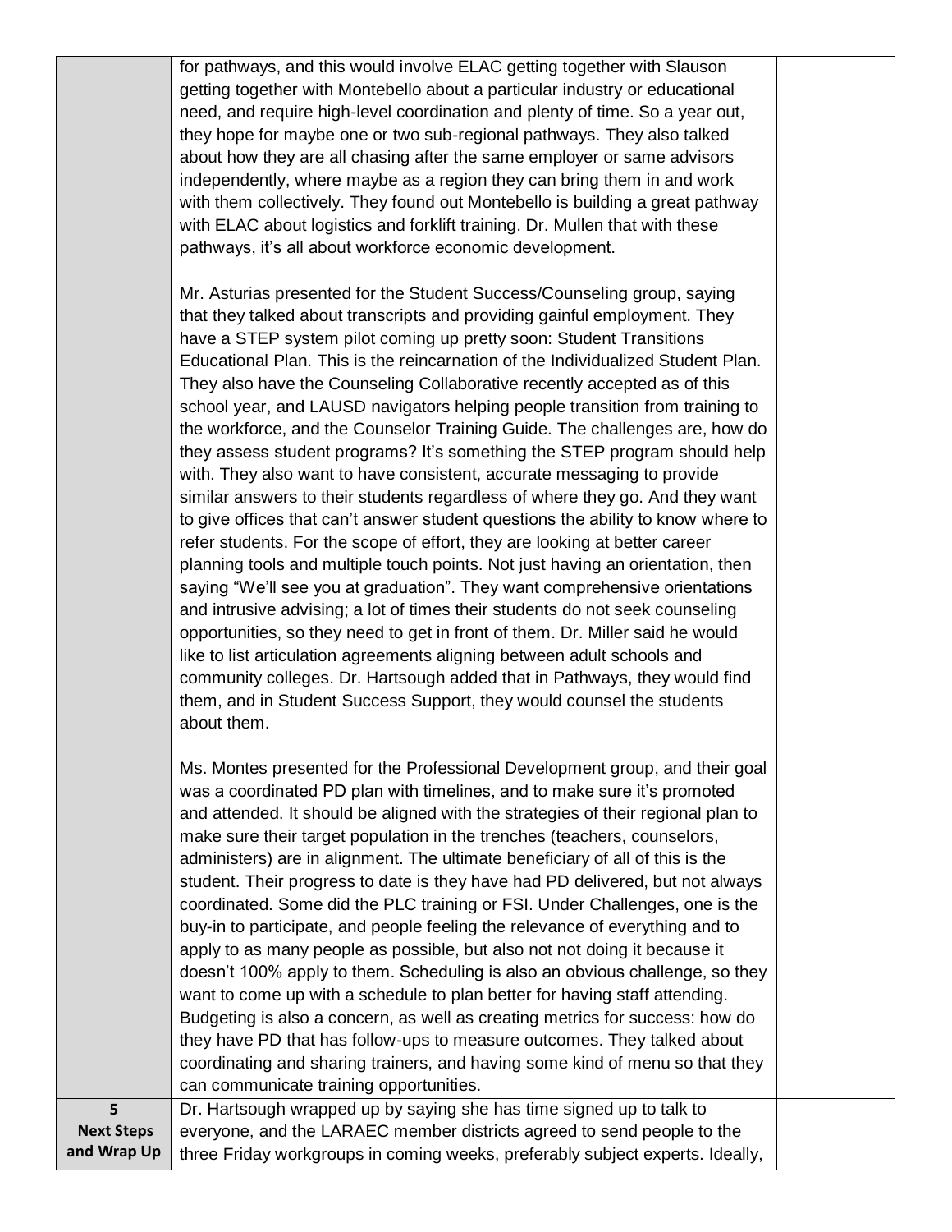| | | |
|---|---|---|
| | for pathways, and this would involve ELAC getting together with Slauson getting together with Montebello about a particular industry or educational need, and require high-level coordination and plenty of time. So a year out, they hope for maybe one or two sub-regional pathways. They also talked about how they are all chasing after the same employer or same advisors independently, where maybe as a region they can bring them in and work with them collectively. They found out Montebello is building a great pathway with ELAC about logistics and forklift training. Dr. Mullen that with these pathways, it's all about workforce economic development.<br><br>Mr. Asturias presented for the Student Success/Counseling group, saying that they talked about transcripts and providing gainful employment. They have a STEP system pilot coming up pretty soon: Student Transitions Educational Plan. This is the reincarnation of the Individualized Student Plan. They also have the Counseling Collaborative recently accepted as of this school year, and LAUSD navigators helping people transition from training to the workforce, and the Counselor Training Guide. The challenges are, how do they assess student programs? It's something the STEP program should help with. They also want to have consistent, accurate messaging to provide similar answers to their students regardless of where they go. And they want to give offices that can't answer student questions the ability to know where to refer students. For the scope of effort, they are looking at better career planning tools and multiple touch points. Not just having an orientation, then saying "We'll see you at graduation". They want comprehensive orientations and intrusive advising; a lot of times their students do not seek counseling opportunities, so they need to get in front of them. Dr. Miller said he would like to list articulation agreements aligning between adult schools and community colleges. Dr. Hartsough added that in Pathways, they would find them, and in Student Success Support, they would counsel the students about them.<br><br>Ms. Montes presented for the Professional Development group, and their goal was a coordinated PD plan with timelines, and to make sure it's promoted and attended. It should be aligned with the strategies of their regional plan to make sure their target population in the trenches (teachers, counselors, administers) are in alignment. The ultimate beneficiary of all of this is the student. Their progress to date is they have had PD delivered, but not always coordinated. Some did the PLC training or FSI. Under Challenges, one is the buy-in to participate, and people feeling the relevance of everything and to apply to as many people as possible, but also not not doing it because it doesn't 100% apply to them. Scheduling is also an obvious challenge, so they want to come up with a schedule to plan better for having staff attending. Budgeting is also a concern, as well as creating metrics for success: how do they have PD that has follow-ups to measure outcomes. They talked about coordinating and sharing trainers, and having some kind of menu so that they can communicate training opportunities. | |
| **5**<br>**Next Steps and Wrap Up** | Dr. Hartsough wrapped up by saying she has time signed up to talk to everyone, and the LARAEC member districts agreed to send people to the three Friday workgroups in coming weeks, preferably subject experts. Ideally, | |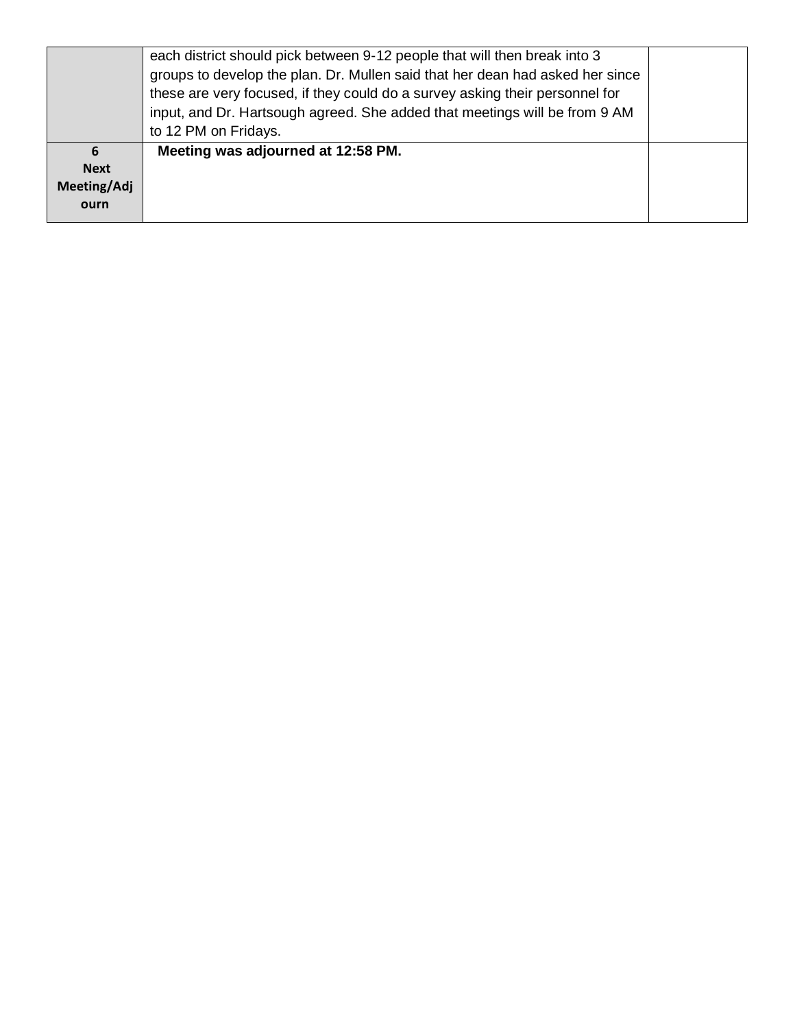| | | |
|---|---|---|
| | each district should pick between 9-12 people that will then break into 3 groups to develop the plan. Dr. Mullen said that her dean had asked her since these are very focused, if they could do a survey asking their personnel for input, and Dr. Hartsough agreed. She added that meetings will be from 9 AM to 12 PM on Fridays. | |
| **6 Next Meeting/Adjourn** | **Meeting was adjourned at 12:58 PM.** | |